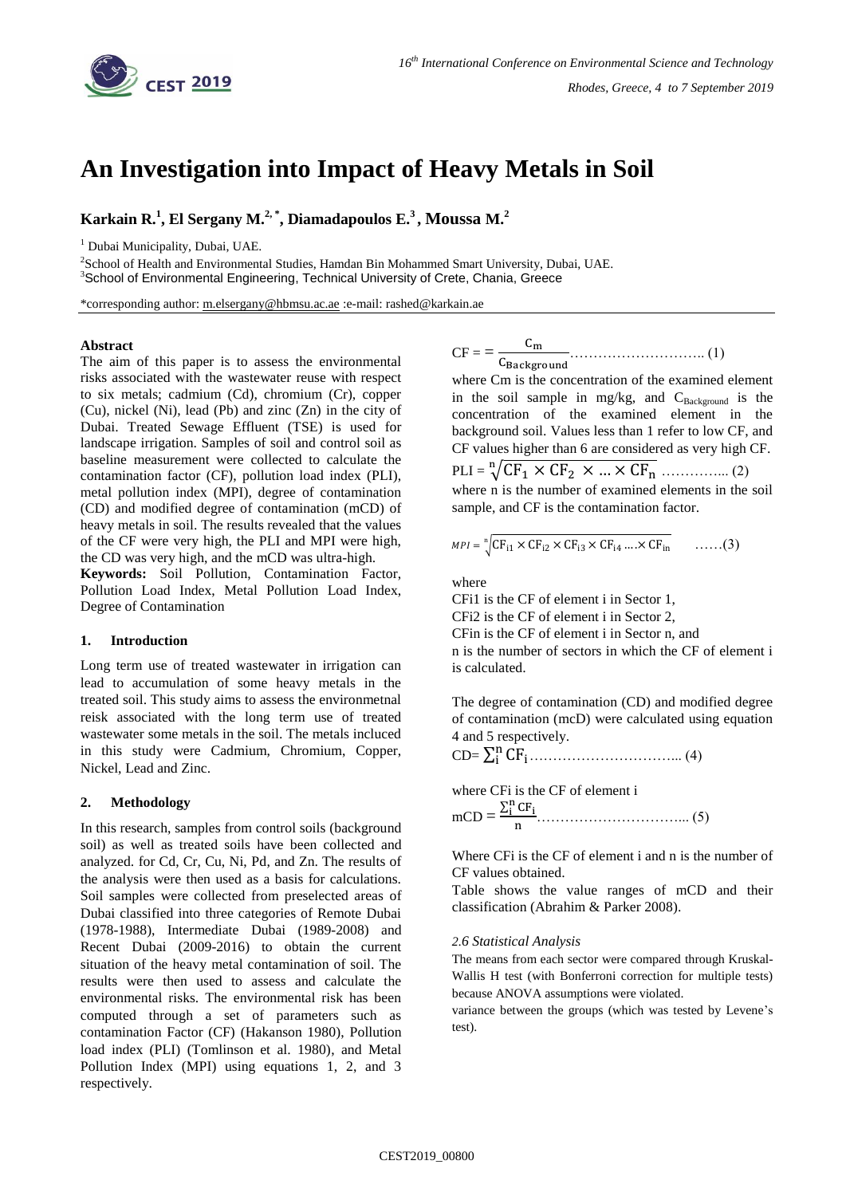# An Investigation into Impact of Heavy Metals in Soil

**Karkain R.[1], El Sergany M.[2,*], Diamadapoulos E.[3], Moussa M.[2]**

[1] Dubai Municipality, Dubai, UAE.

[2]School of Health and Environmental Studies, Hamdan Bin Mohammed Smart University, Dubai, UAE.

[3]School of Environmental Engineering, Technical University of Crete, Chania, Greece

*corresponding author: m.elsergany@hbmsu.ac.ae :e-mail: rashed@karkain.ae

**Abstract**

The aim of this paper is to assess the environmental risks associated with the wastewater reuse with respect to six metals; cadmium (Cd), chromium (Cr), copper (Cu), nickel (Ni), lead (Pb) and zinc (Zn) in the city of Dubai. Treated Sewage Effluent (TSE) is used for landscape irrigation. Samples of soil and control soil as baseline measurement were collected to calculate the contamination factor (CF), pollution load index (PLI), metal pollution index (MPI), degree of contamination (CD) and modified degree of contamination (mCD) of heavy metals in soil. The results revealed that the values of the CF were very high, the PLI and MPI were high, the CD was very high, and the mCD was ultra-high.

**Keywords:** Soil Pollution, Contamination Factor, Pollution Load Index, Metal Pollution Load Index, Degree of Contamination

## 1. Introduction

Long term use of treated wastewater in irrigation can lead to accumulation of some heavy metals in the treated soil. This study aims to assess the environmetnal reisk associated with the long term use of treated wastewater some metals in the soil. The metals incluced in this study were Cadmium, Chromium, Copper, Nickel, Lead and Zinc.

## 2. Methodology

In this research, samples from control soils (background soil) as well as treated soils have been collected and analyzed. for Cd, Cr, Cu, Ni, Pd, and Zn. The results of the analysis were then used as a basis for calculations. Soil samples were collected from preselected areas of Dubai classified into three categories of Remote Dubai (1978-1988), Intermediate Dubai (1989-2008) and Recent Dubai (2009-2016) to obtain the current situation of the heavy metal contamination of soil. The results were then used to assess and calculate the environmental risks. The environmental risk has been computed through a set of parameters such as contamination Factor (CF) (Hakanson 1980), Pollution load index (PLI) (Tomlinson et al. 1980), and Metal Pollution Index (MPI) using equations 1, 2, and 3 respectively.

$$CF = = \frac{C_m}{C_{Background}} \quad \ldots\ldots\ldots\ldots\ldots\ldots\ldots\ldots (1)$$

where Cm is the concentration of the examined element in the soil sample in mg/kg, and $C_{Background}$ is the concentration of the examined element in the background soil. Values less than 1 refer to low CF, and CF values higher than 6 are considered as very high CF.

$$PLI = \sqrt[n]{CF_1 \times CF_2 \times \ldots \times CF_n} \quad \ldots\ldots\ldots\ldots (2)$$

where n is the number of examined elements in the soil sample, and CF is the contamination factor.

$$MPI = \sqrt[n]{CF_{i1} \times CF_{i2} \times CF_{i3} \times CF_{i4} \ldots . \times CF_{in}} \quad \ldots\ldots(3)$$

where

CFi1 is the CF of element i in Sector 1,
CFi2 is the CF of element i in Sector 2,
CFin is the CF of element i in Sector n, and
n is the number of sectors in which the CF of element i is calculated.

The degree of contamination (CD) and modified degree of contamination (mcD) were calculated using equation 4 and 5 respectively.

$$CD = \sum_i^n CF_i \ldots\ldots\ldots\ldots\ldots\ldots\ldots\ldots\ldots\ldots (4)$$

where CFi is the CF of element i

$$mCD = \frac{\sum_i^n CF_i}{n} \ldots\ldots\ldots\ldots\ldots\ldots\ldots\ldots\ldots\ldots (5)$$

Where CFi is the CF of element i and n is the number of CF values obtained.

Table shows the value ranges of mCD and their classification (Abrahim & Parker 2008).

### *2.6 Statistical Analysis*

The means from each sector were compared through Kruskal-Wallis H test (with Bonferroni correction for multiple tests) because ANOVA assumptions were violated.

variance between the groups (which was tested by Levene's test).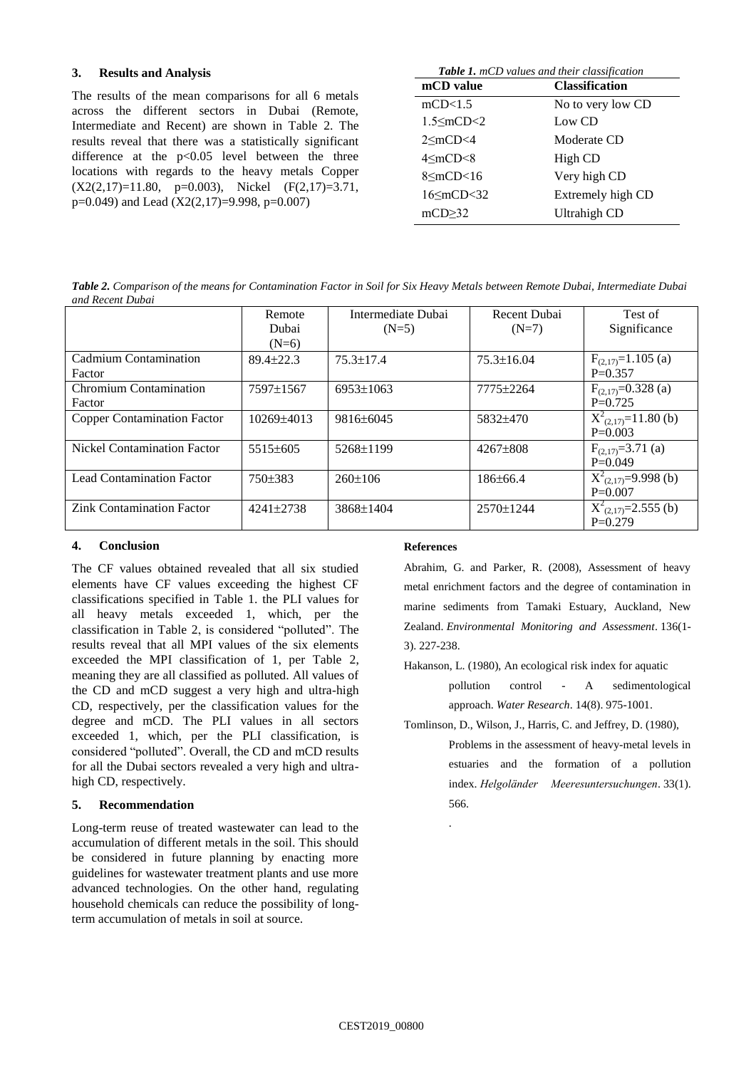## 3. Results and Analysis

The results of the mean comparisons for all 6 metals across the different sectors in Dubai (Remote, Intermediate and Recent) are shown in Table 2. The results reveal that there was a statistically significant difference at the $p<0.05$ level between the three locations with regards to the heavy metals Copper ($X2(2,17)=11.80$, $p=0.003$), Nickel ($F(2,17)=3.71$, $p=0.049$) and Lead ($X2(2,17)=9.998$, $p=0.007$)

***Table 1.*** *mCD values and their classification*

| mCD value | Classification |
|---|---|
| mCD<1.5 | No to very low CD |
| 1.5≤mCD<2 | Low CD |
| 2≤mCD<4 | Moderate CD |
| 4≤mCD<8 | High CD |
| 8≤mCD<16 | Very high CD |
| 16≤mCD<32 | Extremely high CD |
| mCD≥32 | Ultrahigh CD |

***Table 2.*** *Comparison of the means for Contamination Factor in Soil for Six Heavy Metals between Remote Dubai, Intermediate Dubai and Recent Dubai*

| | Remote Dubai (N=6) | Intermediate Dubai (N=5) | Recent Dubai (N=7) | Test of Significance |
|---|---|---|---|---|
| Cadmium Contamination Factor | 89.4±22.3 | 75.3±17.4 | 75.3±16.04 | $F_{(2,17)}=1.105$ (a) $P=0.357$ |
| Chromium Contamination Factor | 7597±1567 | 6953±1063 | 7775±2264 | $F_{(2,17)}=0.328$ (a) $P=0.725$ |
| Copper Contamination Factor | 10269±4013 | 9816±6045 | 5832±470 | $X^2_{(2,17)}=11.80$ (b) $P=0.003$ |
| Nickel Contamination Factor | 5515±605 | 5268±1199 | 4267±808 | $F_{(2,17)}=3.71$ (a) $P=0.049$ |
| Lead Contamination Factor | 750±383 | 260±106 | 186±66.4 | $X^2_{(2,17)}=9.998$ (b) $P=0.007$ |
| Zink Contamination Factor | 4241±2738 | 3868±1404 | 2570±1244 | $X^2_{(2,17)}=2.555$ (b) $P=0.279$ |

## 4. Conclusion

The CF values obtained revealed that all six studied elements have CF values exceeding the highest CF classifications specified in Table 1. the PLI values for all heavy metals exceeded 1, which, per the classification in Table 2, is considered "polluted". The results reveal that all MPI values of the six elements exceeded the MPI classification of 1, per Table 2, meaning they are all classified as polluted. All values of the CD and mCD suggest a very high and ultra-high CD, respectively, per the classification values for the degree and mCD. The PLI values in all sectors exceeded 1, which, per the PLI classification, is considered "polluted". Overall, the CD and mCD results for all the Dubai sectors revealed a very high and ultra-high CD, respectively.

## 5. Recommendation

Long-term reuse of treated wastewater can lead to the accumulation of different metals in the soil. This should be considered in future planning by enacting more guidelines for wastewater treatment plants and use more advanced technologies. On the other hand, regulating household chemicals can reduce the possibility of long-term accumulation of metals in soil at source.

### References

Abrahim, G. and Parker, R. (2008), Assessment of heavy metal enrichment factors and the degree of contamination in marine sediments from Tamaki Estuary, Auckland, New Zealand. *Environmental Monitoring and Assessment*. 136(1-3). 227-238.

Hakanson, L. (1980), An ecological risk index for aquatic pollution control - A sedimentological approach. *Water Research*. 14(8). 975-1001.

Tomlinson, D., Wilson, J., Harris, C. and Jeffrey, D. (1980), Problems in the assessment of heavy-metal levels in estuaries and the formation of a pollution index. *Helgoländer Meeresuntersuchungen*. 33(1). 566.